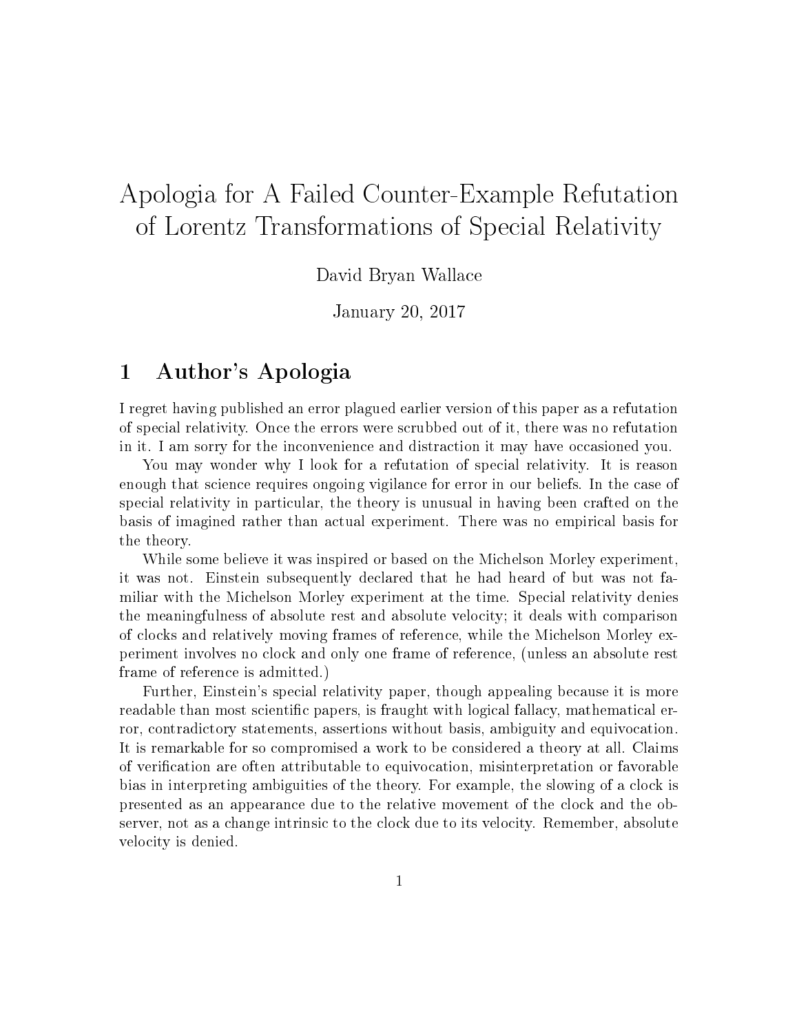# Apologia for A Failed Counter-Example Refutation of Lorentz Transformations of Special Relativity

David Bryan Wallace

January 20, 2017

## 1 Author's Apologia

I regret having published an error plagued earlier version of this paper as a refutation of special relativity. Once the errors were scrubbed out of it, there was no refutation in it. I am sorry for the inconvenience and distraction it may have occasioned you.

You may wonder why I look for a refutation of special relativity. It is reason enough that science requires ongoing vigilance for error in our beliefs. In the case of special relativity in particular, the theory is unusual in having been crafted on the basis of imagined rather than actual experiment. There was no empirical basis for the theory.

While some believe it was inspired or based on the Michelson Morley experiment, it was not. Einstein subsequently declared that he had heard of but was not familiar with the Michelson Morley experiment at the time. Special relativity denies the meaningfulness of absolute rest and absolute velocity; it deals with comparison of clocks and relatively moving frames of reference, while the Michelson Morley experiment involves no clock and only one frame of reference, (unless an absolute rest frame of reference is admitted.)

Further, Einstein's special relativity paper, though appealing because it is more readable than most scientific papers, is fraught with logical fallacy, mathematical error, contradictory statements, assertions without basis, ambiguity and equivocation. It is remarkable for so compromised a work to be considered a theory at all. Claims of verification are often attributable to equivocation, misinterpretation or favorable bias in interpreting ambiguities of the theory. For example, the slowing of a clock is presented as an appearance due to the relative movement of the clock and the observer, not as a change intrinsic to the clock due to its velocity. Remember, absolute velocity is denied.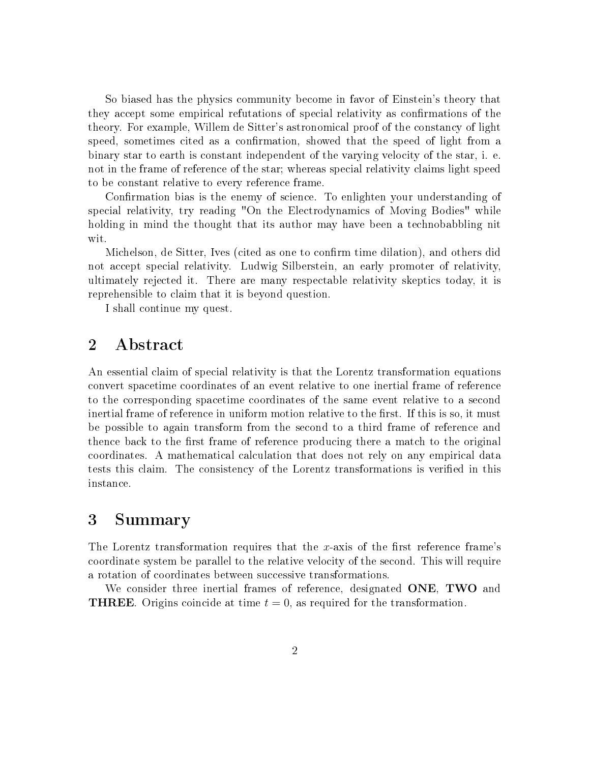So biased has the physics community become in favor of Einstein's theory that they accept some empirical refutations of special relativity as confirmations of the theory. For example, Willem de Sitter's astronomical proof of the constancy of light speed, sometimes cited as a confirmation, showed that the speed of light from a binary star to earth is constant independent of the varying velocity of the star, i. e. not in the frame of reference of the star; whereas special relativity claims light speed to be constant relative to every reference frame.

Confirmation bias is the enemy of science. To enlighten your understanding of special relativity, try reading "On the Electrodynamics of Moving Bodies" while holding in mind the thought that its author may have been a technobabbling nit wit.

Michelson, de Sitter, Ives (cited as one to confirm time dilation), and others did not accept special relativity. Ludwig Silberstein, an early promoter of relativity, ultimately rejected it. There are many respectable relativity skeptics today, it is reprehensible to claim that it is beyond question.

I shall continue my quest.

## 2 Abstract

An essential claim of special relativity is that the Lorentz transformation equations convert spacetime coordinates of an event relative to one inertial frame of reference to the corresponding spacetime coordinates of the same event relative to a second inertial frame of reference in uniform motion relative to the first. If this is so, it must be possible to again transform from the second to a third frame of reference and thence back to the first frame of reference producing there a match to the original coordinates. A mathematical calculation that does not rely on any empirical data tests this claim. The consistency of the Lorentz transformations is verified in this instance.

## 3 Summary

The Lorentz transformation requires that the $x$-axis of the first reference frame's coordinate system be parallel to the relative velocity of the second. This will require a rotation of coordinates between successive transformations.

We consider three inertial frames of reference, designated **ONE**, **TWO** and **THREE**. Origins coincide at time $t = 0$, as required for the transformation.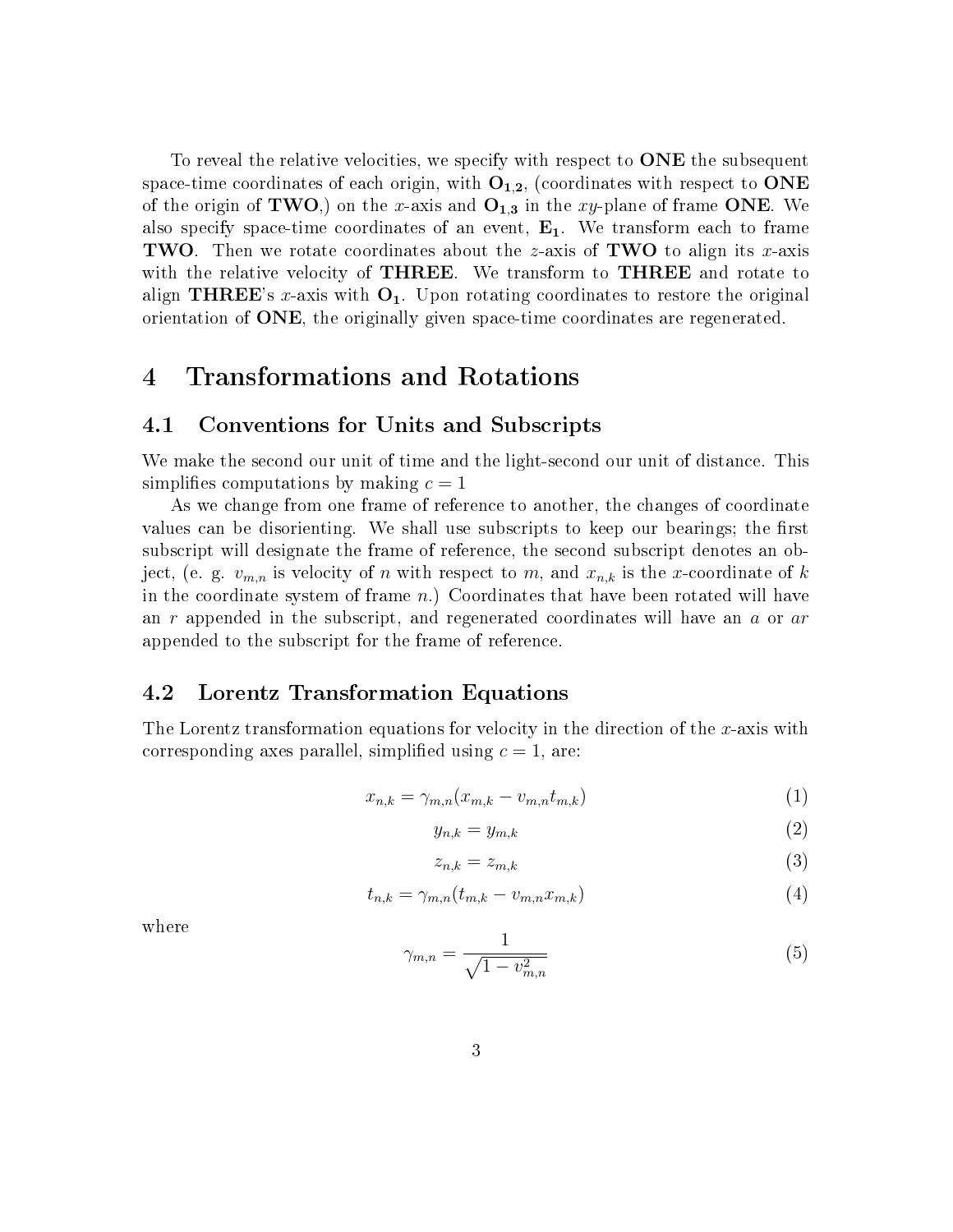To reveal the relative velocities, we specify with respect to **ONE** the subsequent space-time coordinates of each origin, with $\mathbf{O_{1,2}}$, (coordinates with respect to **ONE** of the origin of **TWO**,) on the $x$-axis and $\mathbf{O_{1,3}}$ in the $xy$-plane of frame **ONE**. We also specify space-time coordinates of an event, $\mathbf{E_1}$. We transform each to frame **TWO**. Then we rotate coordinates about the $z$-axis of **TWO** to align its $x$-axis with the relative velocity of **THREE**. We transform to **THREE** and rotate to align **THREE**'s $x$-axis with $\mathbf{O_1}$. Upon rotating coordinates to restore the original orientation of **ONE**, the originally given space-time coordinates are regenerated.

# 4 Transformations and Rotations

## 4.1 Conventions for Units and Subscripts

We make the second our unit of time and the light-second our unit of distance. This simplifies computations by making $c = 1$

As we change from one frame of reference to another, the changes of coordinate values can be disorienting. We shall use subscripts to keep our bearings; the first subscript will designate the frame of reference, the second subscript denotes an object, (e. g. $v_{m,n}$ is velocity of $n$ with respect to $m$, and $x_{n,k}$ is the $x$-coordinate of $k$ in the coordinate system of frame $n$.) Coordinates that have been rotated will have an $r$ appended in the subscript, and regenerated coordinates will have an $a$ or $ar$ appended to the subscript for the frame of reference.

## 4.2 Lorentz Transformation Equations

The Lorentz transformation equations for velocity in the direction of the $x$-axis with corresponding axes parallel, simplified using $c = 1$, are:

$$x_{n,k} = \gamma_{m,n}(x_{m,k} - v_{m,n}t_{m,k}) \tag{1}$$

$$y_{n,k} = y_{m,k} \tag{2}$$

$$z_{n,k} = z_{m,k} \tag{3}$$

$$t_{n,k} = \gamma_{m,n}(t_{m,k} - v_{m,n}x_{m,k}) \tag{4}$$

where

$$\gamma_{m,n} = \frac{1}{\sqrt{1 - v_{m,n}^2}} \tag{5}$$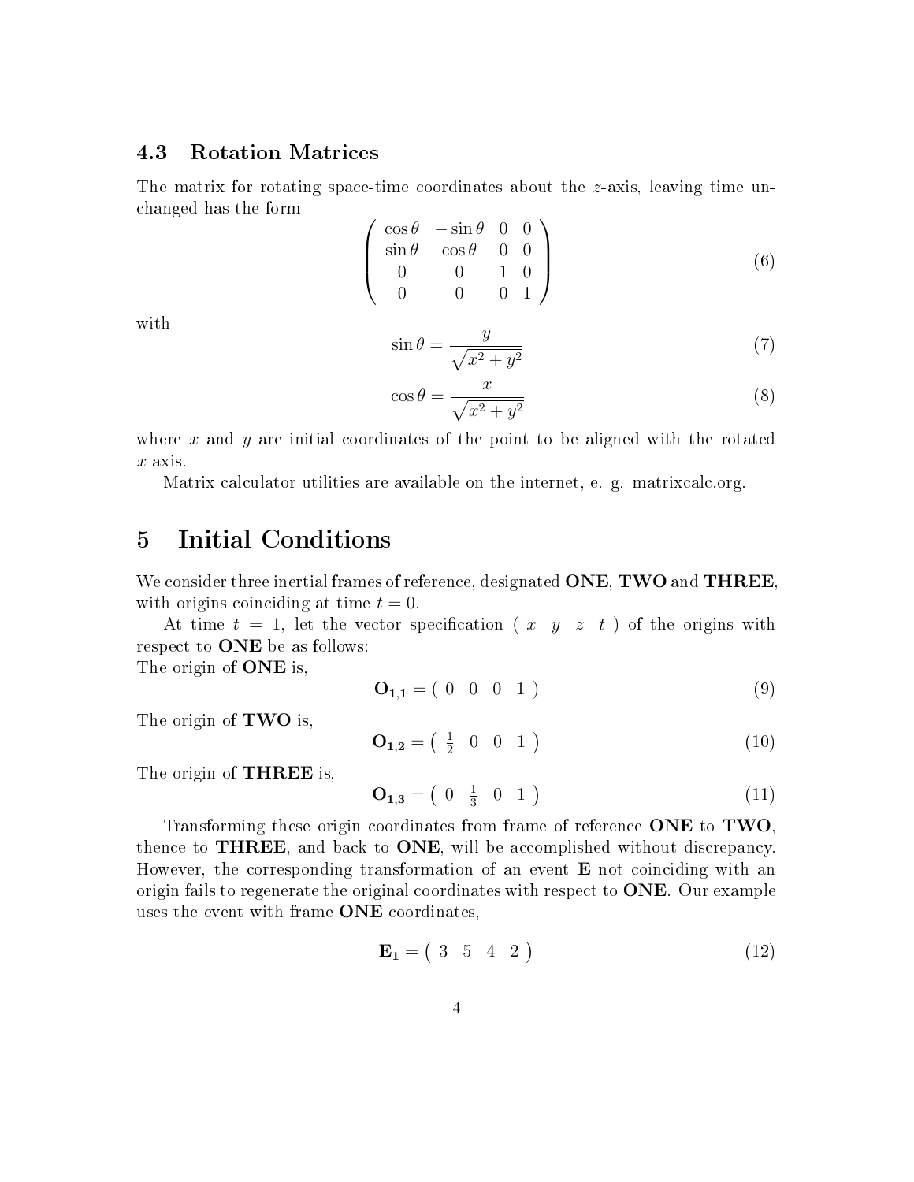### 4.3 Rotation Matrices

The matrix for rotating space-time coordinates about the $z$-axis, leaving time unchanged has the form

$$\begin{pmatrix} \cos\theta & -\sin\theta & 0 & 0 \\ \sin\theta & \cos\theta & 0 & 0 \\ 0 & 0 & 1 & 0 \\ 0 & 0 & 0 & 1 \end{pmatrix} \tag{6}$$

with

$$\sin\theta = \frac{y}{\sqrt{x^2 + y^2}} \tag{7}$$

$$\cos\theta = \frac{x}{\sqrt{x^2 + y^2}} \tag{8}$$

where $x$ and $y$ are initial coordinates of the point to be aligned with the rotated $x$-axis.

Matrix calculator utilities are available on the internet, e. g. matrixcalc.org.

# 5 Initial Conditions

We consider three inertial frames of reference, designated **ONE**, **TWO** and **THREE**, with origins coinciding at time $t = 0$.

At time $t = 1$, let the vector specification $(\ x \quad y \quad z \quad t\ )$ of the origins with respect to **ONE** be as follows:
The origin of **ONE** is,

$$\mathbf{O_{1,1}} = (\ 0 \quad 0 \quad 0 \quad 1\ ) \tag{9}$$

The origin of **TWO** is,

$$\mathbf{O_{1,2}} = \left(\ \tfrac{1}{2} \quad 0 \quad 0 \quad 1\ \right) \tag{10}$$

The origin of **THREE** is,

$$\mathbf{O_{1,3}} = \left(\ 0 \quad \tfrac{1}{3} \quad 0 \quad 1\ \right) \tag{11}$$

Transforming these origin coordinates from frame of reference **ONE** to **TWO**, thence to **THREE**, and back to **ONE**, will be accomplished without discrepancy. However, the corresponding transformation of an event **E** not coinciding with an origin fails to regenerate the original coordinates with respect to **ONE**. Our example uses the event with frame **ONE** coordinates,

$$\mathbf{E_1} = \left(\ 3 \quad 5 \quad 4 \quad 2\ \right) \tag{12}$$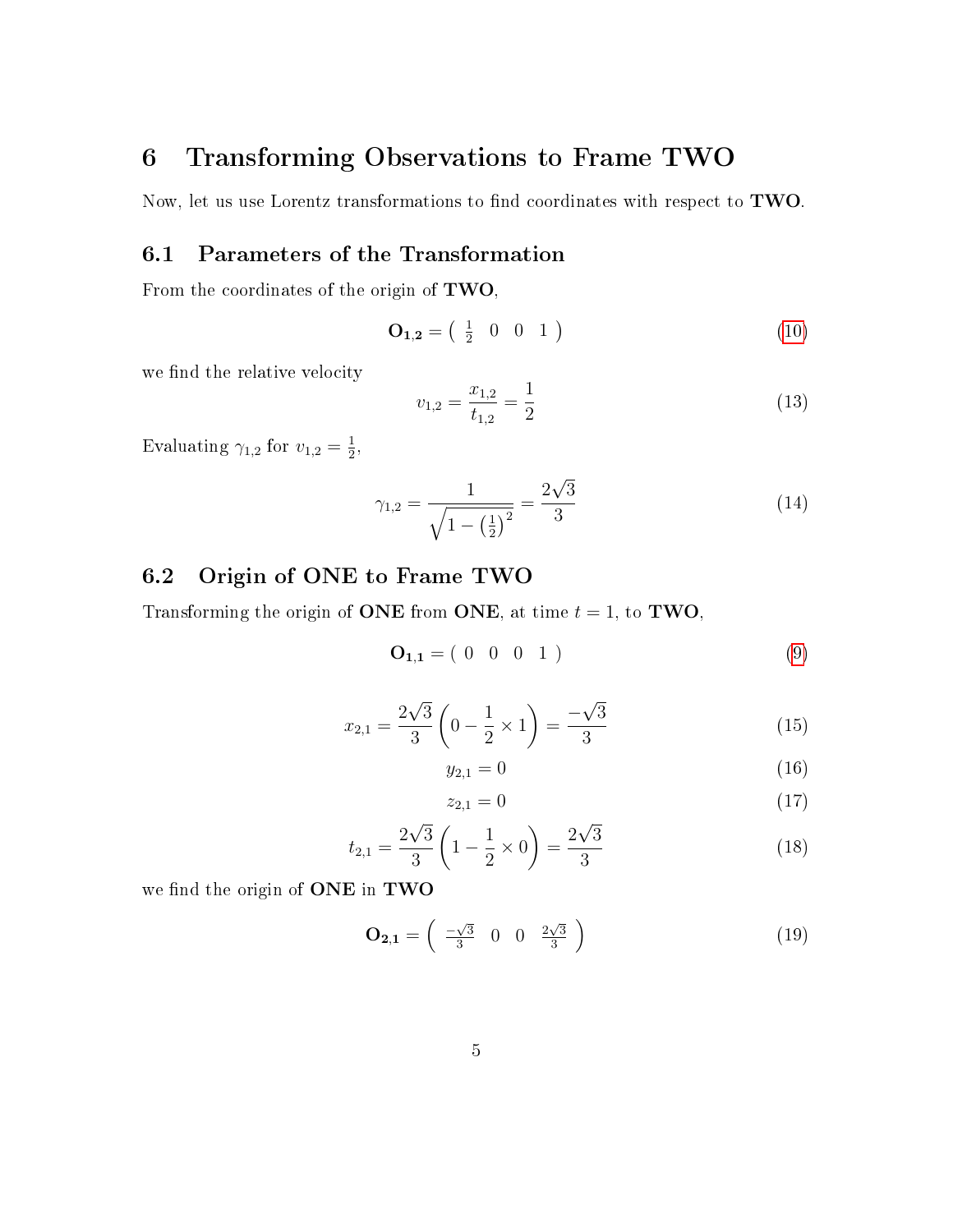# 6 Transforming Observations to Frame TWO

Now, let us use Lorentz transformations to find coordinates with respect to **TWO**.

## 6.1 Parameters of the Transformation

From the coordinates of the origin of **TWO**,

$$\mathbf{O_{1,2}} = \begin{pmatrix} \frac{1}{2} & 0 & 0 & 1 \end{pmatrix} \tag{10}$$

we find the relative velocity

$$v_{1,2} = \frac{x_{1,2}}{t_{1,2}} = \frac{1}{2} \tag{13}$$

Evaluating $\gamma_{1,2}$ for $v_{1,2} = \frac{1}{2}$,

$$\gamma_{1,2} = \frac{1}{\sqrt{1 - \left(\frac{1}{2}\right)^2}} = \frac{2\sqrt{3}}{3} \tag{14}$$

## 6.2 Origin of ONE to Frame TWO

Transforming the origin of **ONE** from **ONE**, at time $t = 1$, to **TWO**,

$$\mathbf{O_{1,1}} = \begin{pmatrix} 0 & 0 & 0 & 1 \end{pmatrix} \tag{9}$$

$$x_{2,1} = \frac{2\sqrt{3}}{3}\left(0 - \frac{1}{2} \times 1\right) = \frac{-\sqrt{3}}{3} \tag{15}$$

$$y_{2,1} = 0 \tag{16}$$

$$z_{2,1} = 0 \tag{17}$$

$$t_{2,1} = \frac{2\sqrt{3}}{3}\left(1 - \frac{1}{2} \times 0\right) = \frac{2\sqrt{3}}{3} \tag{18}$$

we find the origin of **ONE** in **TWO**

$$\mathbf{O_{2,1}} = \begin{pmatrix} \frac{-\sqrt{3}}{3} & 0 & 0 & \frac{2\sqrt{3}}{3} \end{pmatrix} \tag{19}$$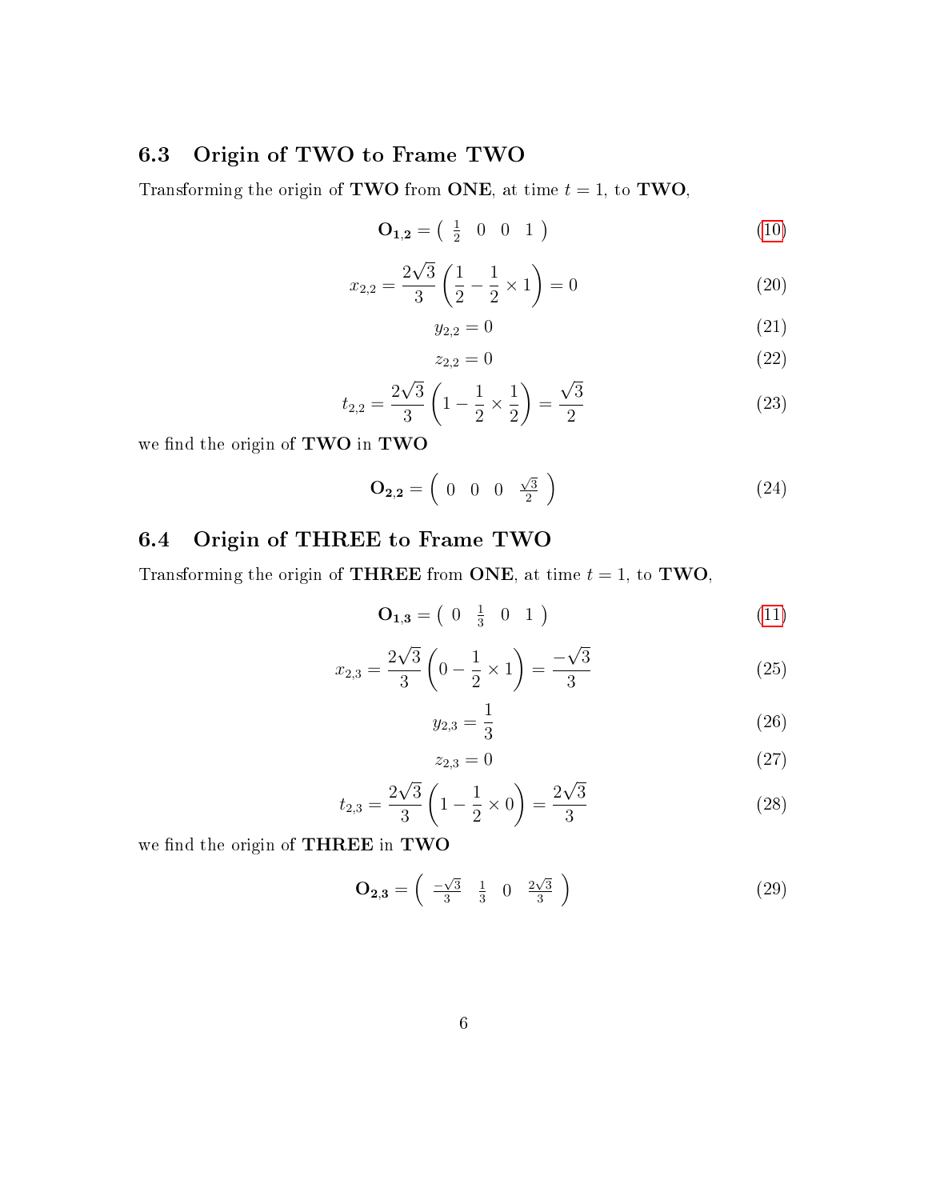### 6.3 Origin of TWO to Frame TWO

Transforming the origin of **TWO** from **ONE**, at time $t = 1$, to **TWO**,

$$\mathbf{O_{1,2}} = \begin{pmatrix} \frac{1}{2} & 0 & 0 & 1 \end{pmatrix} \tag{10}$$

$$x_{2,2} = \frac{2\sqrt{3}}{3}\left(\frac{1}{2} - \frac{1}{2} \times 1\right) = 0 \tag{20}$$

$$y_{2,2} = 0 \tag{21}$$

$$z_{2,2} = 0 \tag{22}$$

$$t_{2,2} = \frac{2\sqrt{3}}{3}\left(1 - \frac{1}{2} \times \frac{1}{2}\right) = \frac{\sqrt{3}}{2} \tag{23}$$

we find the origin of **TWO** in **TWO**

$$\mathbf{O_{2,2}} = \begin{pmatrix} 0 & 0 & 0 & \frac{\sqrt{3}}{2} \end{pmatrix} \tag{24}$$

### 6.4 Origin of THREE to Frame TWO

Transforming the origin of **THREE** from **ONE**, at time $t = 1$, to **TWO**,

$$\mathbf{O_{1,3}} = \begin{pmatrix} 0 & \frac{1}{3} & 0 & 1 \end{pmatrix} \tag{11}$$

$$x_{2,3} = \frac{2\sqrt{3}}{3}\left(0 - \frac{1}{2} \times 1\right) = \frac{-\sqrt{3}}{3} \tag{25}$$

$$y_{2,3} = \frac{1}{3} \tag{26}$$

$$z_{2,3} = 0 \tag{27}$$

$$t_{2,3} = \frac{2\sqrt{3}}{3}\left(1 - \frac{1}{2} \times 0\right) = \frac{2\sqrt{3}}{3} \tag{28}$$

we find the origin of **THREE** in **TWO**

$$\mathbf{O_{2,3}} = \begin{pmatrix} \frac{-\sqrt{3}}{3} & \frac{1}{3} & 0 & \frac{2\sqrt{3}}{3} \end{pmatrix} \tag{29}$$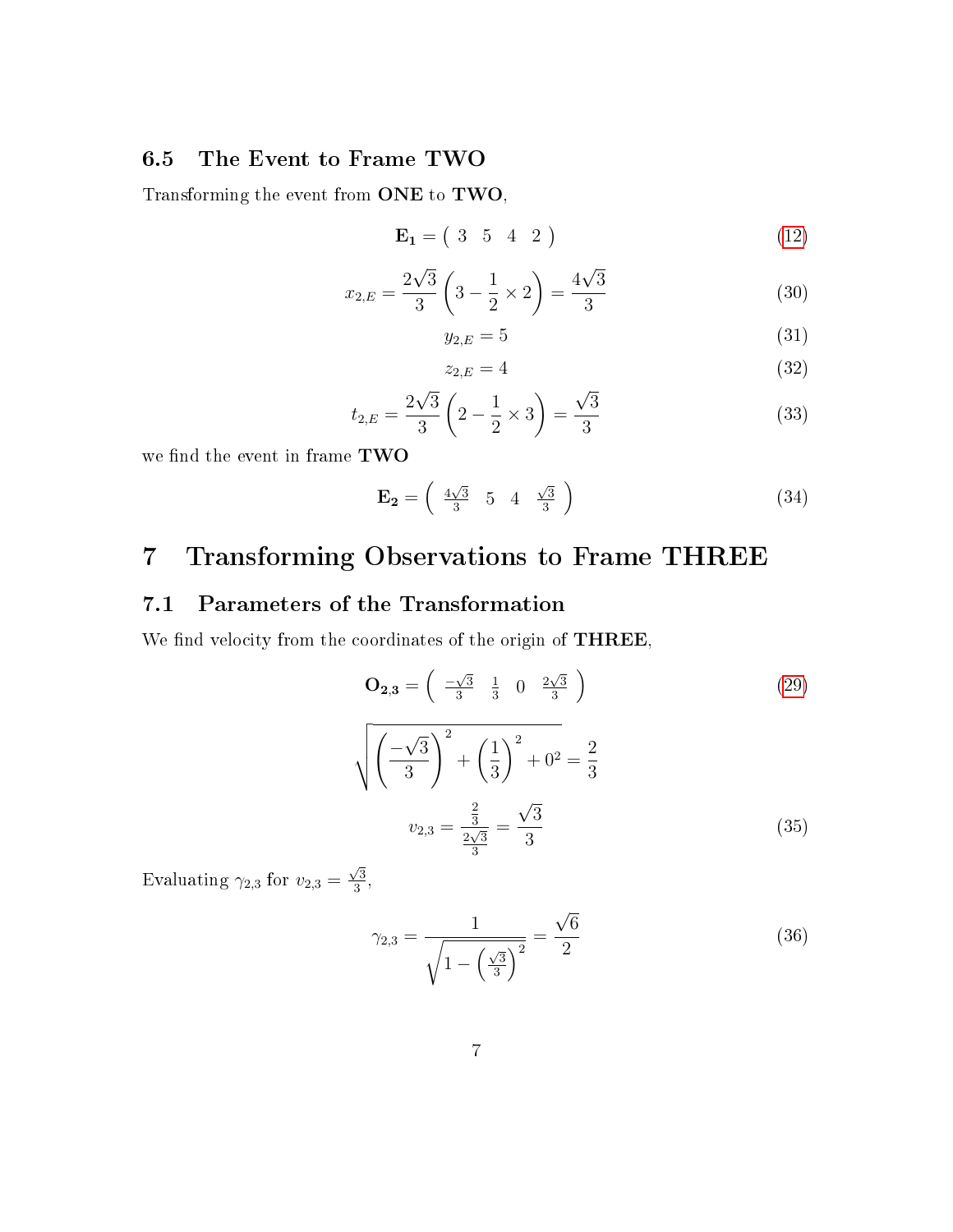### 6.5 The Event to Frame TWO

Transforming the event from **ONE** to **TWO**,

$$\mathbf{E_1} = \begin{pmatrix} 3 & 5 & 4 & 2 \end{pmatrix} \tag{12}$$

$$x_{2,E} = \frac{2\sqrt{3}}{3}\left(3 - \frac{1}{2} \times 2\right) = \frac{4\sqrt{3}}{3} \tag{30}$$

$$y_{2,E} = 5 \tag{31}$$

$$z_{2,E} = 4 \tag{32}$$

$$t_{2,E} = \frac{2\sqrt{3}}{3}\left(2 - \frac{1}{2} \times 3\right) = \frac{\sqrt{3}}{3} \tag{33}$$

we find the event in frame **TWO**

$$\mathbf{E_2} = \begin{pmatrix} \frac{4\sqrt{3}}{3} & 5 & 4 & \frac{\sqrt{3}}{3} \end{pmatrix} \tag{34}$$

# 7 Transforming Observations to Frame THREE

## 7.1 Parameters of the Transformation

We find velocity from the coordinates of the origin of **THREE**,

$$\mathbf{O_{2,3}} = \begin{pmatrix} \frac{-\sqrt{3}}{3} & \frac{1}{3} & 0 & \frac{2\sqrt{3}}{3} \end{pmatrix} \tag{29}$$

$$\sqrt{\left(\frac{-\sqrt{3}}{3}\right)^2 + \left(\frac{1}{3}\right)^2 + 0^2} = \frac{2}{3}$$

$$v_{2,3} = \frac{\frac{2}{3}}{\frac{2\sqrt{3}}{3}} = \frac{\sqrt{3}}{3} \tag{35}$$

Evaluating $\gamma_{2,3}$ for $v_{2,3} = \frac{\sqrt{3}}{3}$,

$$\gamma_{2,3} = \frac{1}{\sqrt{1 - \left(\frac{\sqrt{3}}{3}\right)^2}} = \frac{\sqrt{6}}{2} \tag{36}$$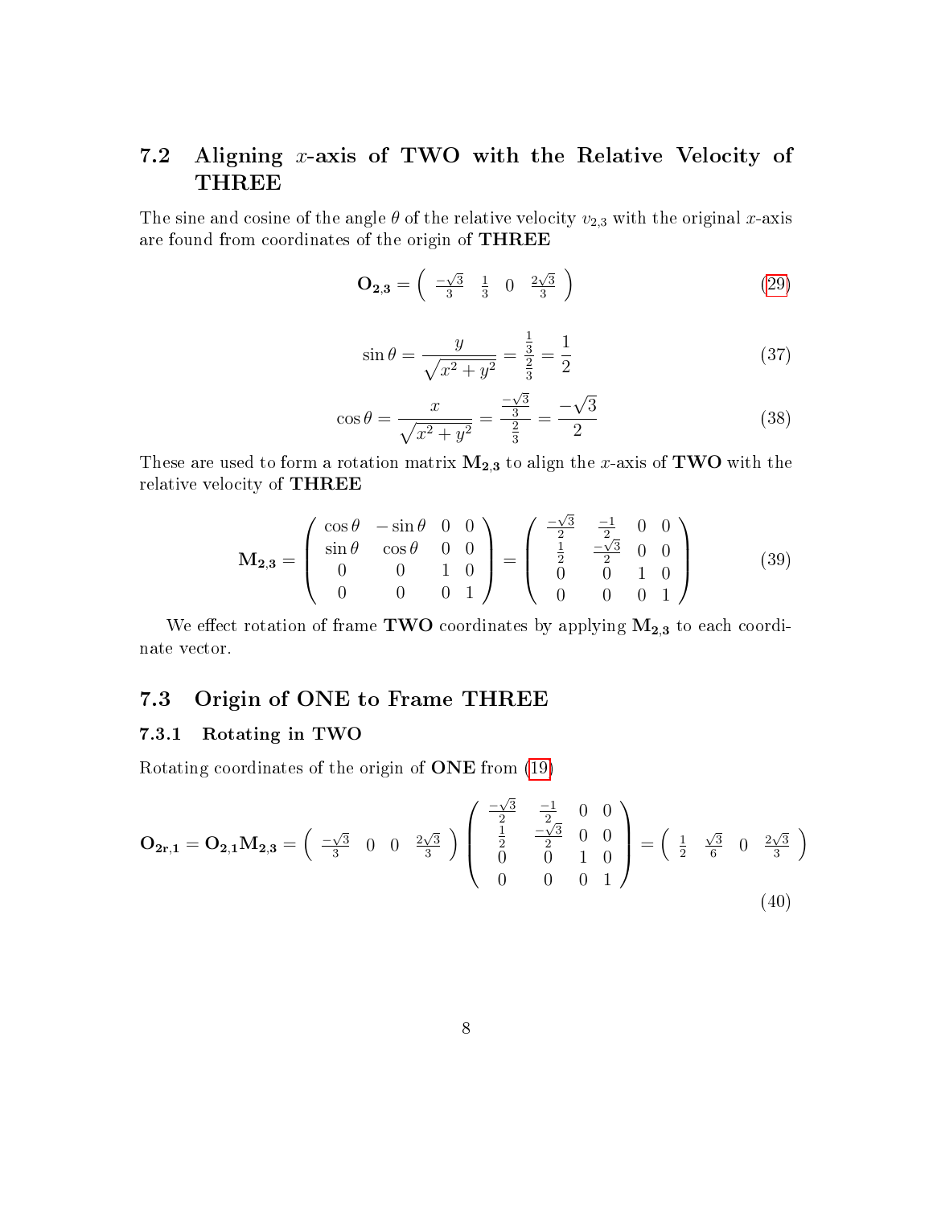## 7.2 Aligning $x$-axis of TWO with the Relative Velocity of THREE

The sine and cosine of the angle $\theta$ of the relative velocity $v_{2,3}$ with the original $x$-axis are found from coordinates of the origin of **THREE**

$$\mathbf{O_{2,3}} = \left( \begin{array}{cccc} \frac{-\sqrt{3}}{3} & \frac{1}{3} & 0 & \frac{2\sqrt{3}}{3} \end{array} \right) \tag{29}$$

$$\sin\theta = \frac{y}{\sqrt{x^2+y^2}} = \frac{\frac{1}{3}}{\frac{2}{3}} = \frac{1}{2} \tag{37}$$

$$\cos\theta = \frac{x}{\sqrt{x^2+y^2}} = \frac{\frac{-\sqrt{3}}{3}}{\frac{2}{3}} = \frac{-\sqrt{3}}{2} \tag{38}$$

These are used to form a rotation matrix $\mathbf{M_{2,3}}$ to align the $x$-axis of **TWO** with the relative velocity of **THREE**

$$\mathbf{M_{2,3}} = \begin{pmatrix} \cos\theta & -\sin\theta & 0 & 0 \\ \sin\theta & \cos\theta & 0 & 0 \\ 0 & 0 & 1 & 0 \\ 0 & 0 & 0 & 1 \end{pmatrix} = \begin{pmatrix} \frac{-\sqrt{3}}{2} & \frac{-1}{2} & 0 & 0 \\ \frac{1}{2} & \frac{-\sqrt{3}}{2} & 0 & 0 \\ 0 & 0 & 1 & 0 \\ 0 & 0 & 0 & 1 \end{pmatrix} \tag{39}$$

We effect rotation of frame **TWO** coordinates by applying $\mathbf{M_{2,3}}$ to each coordinate vector.

## 7.3 Origin of ONE to Frame THREE

### 7.3.1 Rotating in TWO

Rotating coordinates of the origin of **ONE** from (19)

$$\mathbf{O_{2r,1}} = \mathbf{O_{2,1}}\mathbf{M_{2,3}} = \left( \begin{array}{cccc} \frac{-\sqrt{3}}{3} & 0 & 0 & \frac{2\sqrt{3}}{3} \end{array} \right) \begin{pmatrix} \frac{-\sqrt{3}}{2} & \frac{-1}{2} & 0 & 0 \\ \frac{1}{2} & \frac{-\sqrt{3}}{2} & 0 & 0 \\ 0 & 0 & 1 & 0 \\ 0 & 0 & 0 & 1 \end{pmatrix} = \left( \begin{array}{cccc} \frac{1}{2} & \frac{\sqrt{3}}{6} & 0 & \frac{2\sqrt{3}}{3} \end{array} \right) \tag{40}$$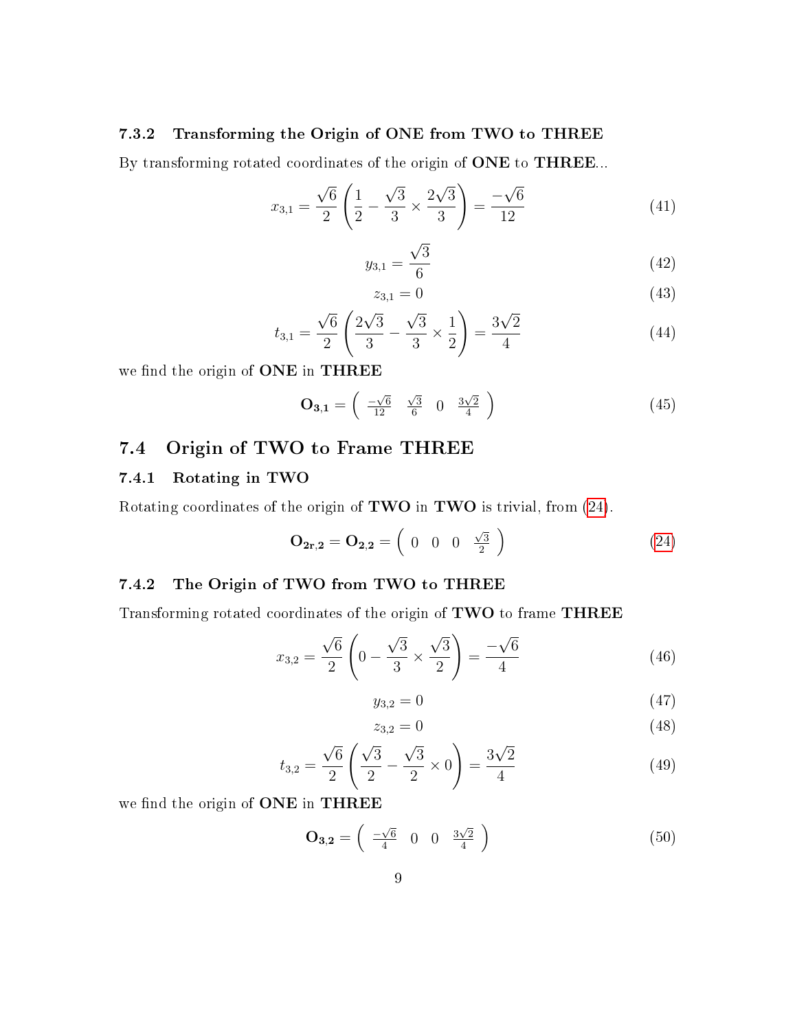#### 7.3.2 Transforming the Origin of ONE from TWO to THREE

By transforming rotated coordinates of the origin of **ONE** to **THREE**...

$$x_{3,1} = \frac{\sqrt{6}}{2}\left(\frac{1}{2} - \frac{\sqrt{3}}{3} \times \frac{2\sqrt{3}}{3}\right) = \frac{-\sqrt{6}}{12} \tag{41}$$

$$y_{3,1} = \frac{\sqrt{3}}{6} \tag{42}$$

$$z_{3,1} = 0 \tag{43}$$

$$t_{3,1} = \frac{\sqrt{6}}{2}\left(\frac{2\sqrt{3}}{3} - \frac{\sqrt{3}}{3} \times \frac{1}{2}\right) = \frac{3\sqrt{2}}{4} \tag{44}$$

we find the origin of **ONE** in **THREE**

$$\mathbf{O_{3,1}} = \left( \begin{array}{cccc} \frac{-\sqrt{6}}{12} & \frac{\sqrt{3}}{6} & 0 & \frac{3\sqrt{2}}{4} \end{array} \right) \tag{45}$$

## 7.4 Origin of TWO to Frame THREE

### 7.4.1 Rotating in TWO

Rotating coordinates of the origin of **TWO** in **TWO** is trivial, from (24).

$$\mathbf{O_{2r,2}} = \mathbf{O_{2,2}} = \left( \begin{array}{cccc} 0 & 0 & 0 & \frac{\sqrt{3}}{2} \end{array} \right) \tag{24}$$

### 7.4.2 The Origin of TWO from TWO to THREE

Transforming rotated coordinates of the origin of **TWO** to frame **THREE**

$$x_{3,2} = \frac{\sqrt{6}}{2}\left(0 - \frac{\sqrt{3}}{3} \times \frac{\sqrt{3}}{2}\right) = \frac{-\sqrt{6}}{4} \tag{46}$$

$$y_{3,2} = 0 \tag{47}$$

$$z_{3,2} = 0 \tag{48}$$

$$t_{3,2} = \frac{\sqrt{6}}{2}\left(\frac{\sqrt{3}}{2} - \frac{\sqrt{3}}{2} \times 0\right) = \frac{3\sqrt{2}}{4} \tag{49}$$

we find the origin of **ONE** in **THREE**

$$\mathbf{O_{3,2}} = \left( \begin{array}{cccc} \frac{-\sqrt{6}}{4} & 0 & 0 & \frac{3\sqrt{2}}{4} \end{array} \right) \tag{50}$$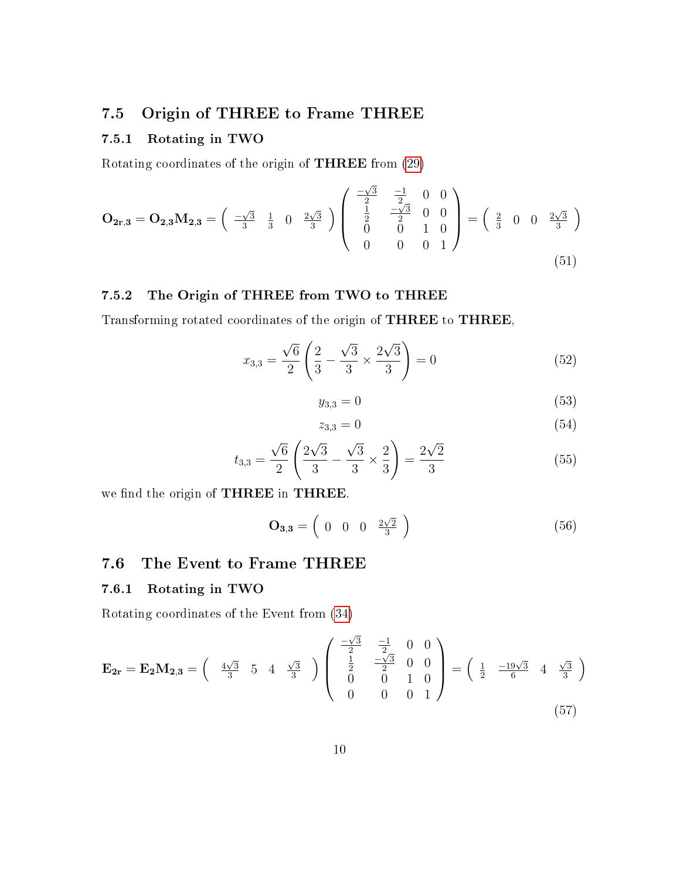## 7.5 Origin of THREE to Frame THREE

### 7.5.1 Rotating in TWO

Rotating coordinates of the origin of **THREE** from (29)

$$\mathbf{O_{2r,3}} = \mathbf{O_{2,3}M_{2,3}} = \begin{pmatrix} \frac{-\sqrt{3}}{3} & \frac{1}{3} & 0 & \frac{2\sqrt{3}}{3} \end{pmatrix} \begin{pmatrix} \frac{-\sqrt{3}}{2} & \frac{-1}{2} & 0 & 0 \\ \frac{1}{2} & \frac{-\sqrt{3}}{2} & 0 & 0 \\ 0 & 0 & 1 & 0 \\ 0 & 0 & 0 & 1 \end{pmatrix} = \begin{pmatrix} \frac{2}{3} & 0 & 0 & \frac{2\sqrt{3}}{3} \end{pmatrix} \tag{51}$$

### 7.5.2 The Origin of THREE from TWO to THREE

Transforming rotated coordinates of the origin of **THREE** to **THREE**,

$$x_{3,3} = \frac{\sqrt{6}}{2}\left(\frac{2}{3} - \frac{\sqrt{3}}{3} \times \frac{2\sqrt{3}}{3}\right) = 0 \tag{52}$$

$$y_{3,3} = 0 \tag{53}$$

$$z_{3,3} = 0 \tag{54}$$

$$t_{3,3} = \frac{\sqrt{6}}{2}\left(\frac{2\sqrt{3}}{3} - \frac{\sqrt{3}}{3} \times \frac{2}{3}\right) = \frac{2\sqrt{2}}{3} \tag{55}$$

we find the origin of **THREE** in **THREE**.

$$\mathbf{O_{3,3}} = \begin{pmatrix} 0 & 0 & 0 & \frac{2\sqrt{2}}{3} \end{pmatrix} \tag{56}$$

## 7.6 The Event to Frame THREE

### 7.6.1 Rotating in TWO

Rotating coordinates of the Event from (34)

$$\mathbf{E_{2r}} = \mathbf{E_2M_{2,3}} = \begin{pmatrix} \frac{4\sqrt{3}}{3} & 5 & 4 & \frac{\sqrt{3}}{3} \end{pmatrix} \begin{pmatrix} \frac{-\sqrt{3}}{2} & \frac{-1}{2} & 0 & 0 \\ \frac{1}{2} & \frac{-\sqrt{3}}{2} & 0 & 0 \\ 0 & 0 & 1 & 0 \\ 0 & 0 & 0 & 1 \end{pmatrix} = \begin{pmatrix} \frac{1}{2} & \frac{-19\sqrt{3}}{6} & 4 & \frac{\sqrt{3}}{3} \end{pmatrix} \tag{57}$$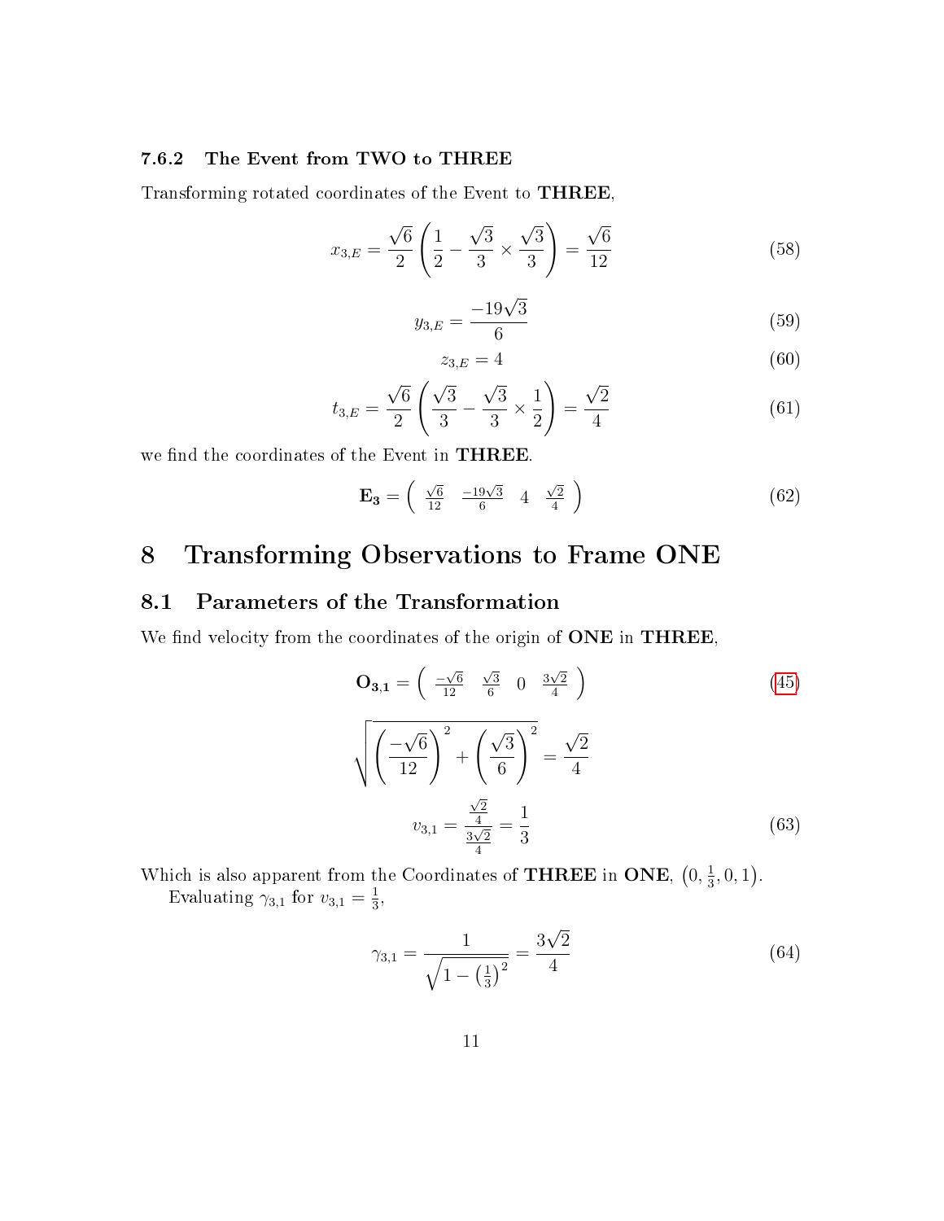#### 7.6.2 The Event from TWO to THREE

Transforming rotated coordinates of the Event to **THREE**,

$$x_{3,E} = \frac{\sqrt{6}}{2}\left(\frac{1}{2} - \frac{\sqrt{3}}{3} \times \frac{\sqrt{3}}{3}\right) = \frac{\sqrt{6}}{12} \tag{58}$$

$$y_{3,E} = \frac{-19\sqrt{3}}{6} \tag{59}$$

$$z_{3,E} = 4 \tag{60}$$

$$t_{3,E} = \frac{\sqrt{6}}{2}\left(\frac{\sqrt{3}}{3} - \frac{\sqrt{3}}{3} \times \frac{1}{2}\right) = \frac{\sqrt{2}}{4} \tag{61}$$

we find the coordinates of the Event in **THREE**.

$$\mathbf{E_3} = \begin{pmatrix} \frac{\sqrt{6}}{12} & \frac{-19\sqrt{3}}{6} & 4 & \frac{\sqrt{2}}{4} \end{pmatrix} \tag{62}$$

# 8 Transforming Observations to Frame ONE

## 8.1 Parameters of the Transformation

We find velocity from the coordinates of the origin of **ONE** in **THREE**,

$$\mathbf{O_{3,1}} = \begin{pmatrix} \frac{-\sqrt{6}}{12} & \frac{\sqrt{3}}{6} & 0 & \frac{3\sqrt{2}}{4} \end{pmatrix} \tag{45}$$

$$\sqrt{\left(\frac{-\sqrt{6}}{12}\right)^2 + \left(\frac{\sqrt{3}}{6}\right)^2} = \frac{\sqrt{2}}{4}$$

$$v_{3,1} = \frac{\frac{\sqrt{2}}{4}}{\frac{3\sqrt{2}}{4}} = \frac{1}{3} \tag{63}$$

Which is also apparent from the Coordinates of **THREE** in **ONE**, $\left(0, \frac{1}{3}, 0, 1\right)$.

Evaluating $\gamma_{3,1}$ for $v_{3,1} = \frac{1}{3}$,

$$\gamma_{3,1} = \frac{1}{\sqrt{1 - \left(\frac{1}{3}\right)^2}} = \frac{3\sqrt{2}}{4} \tag{64}$$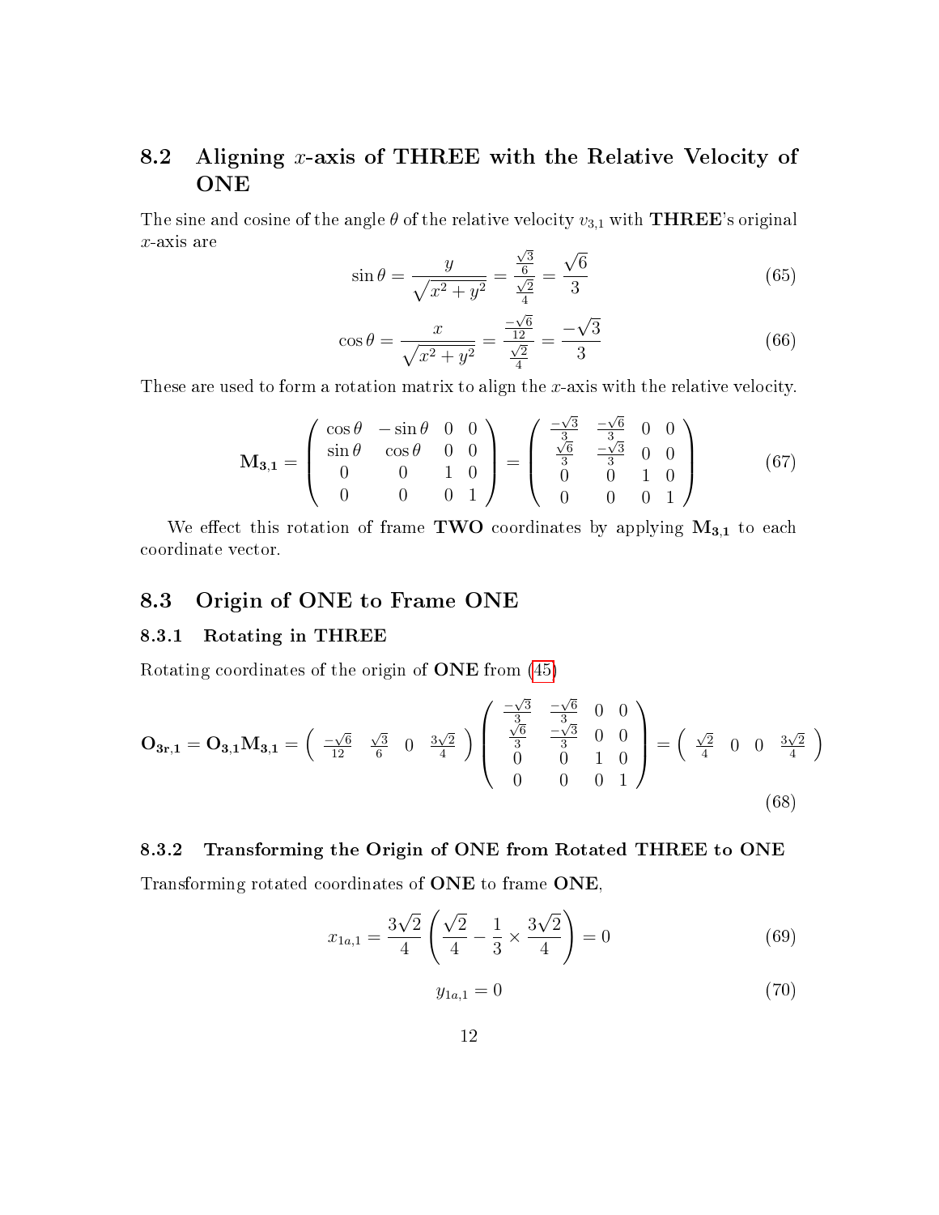## 8.2 Aligning $x$-axis of THREE with the Relative Velocity of ONE

The sine and cosine of the angle $\theta$ of the relative velocity $v_{3,1}$ with **THREE**'s original $x$-axis are

$$\sin\theta = \frac{y}{\sqrt{x^2+y^2}} = \frac{\frac{\sqrt{3}}{6}}{\frac{\sqrt{2}}{4}} = \frac{\sqrt{6}}{3} \tag{65}$$

$$\cos\theta = \frac{x}{\sqrt{x^2+y^2}} = \frac{\frac{-\sqrt{6}}{12}}{\frac{\sqrt{2}}{4}} = \frac{-\sqrt{3}}{3} \tag{66}$$

These are used to form a rotation matrix to align the $x$-axis with the relative velocity.

$$\mathbf{M_{3,1}} = \begin{pmatrix} \cos\theta & -\sin\theta & 0 & 0 \\ \sin\theta & \cos\theta & 0 & 0 \\ 0 & 0 & 1 & 0 \\ 0 & 0 & 0 & 1 \end{pmatrix} = \begin{pmatrix} \frac{-\sqrt{3}}{3} & \frac{-\sqrt{6}}{3} & 0 & 0 \\ \frac{\sqrt{6}}{3} & \frac{-\sqrt{3}}{3} & 0 & 0 \\ 0 & 0 & 1 & 0 \\ 0 & 0 & 0 & 1 \end{pmatrix} \tag{67}$$

We effect this rotation of frame **TWO** coordinates by applying $\mathbf{M_{3,1}}$ to each coordinate vector.

## 8.3 Origin of ONE to Frame ONE

### 8.3.1 Rotating in THREE

Rotating coordinates of the origin of **ONE** from (45)

$$\mathbf{O_{3r,1}} = \mathbf{O_{3,1}}\mathbf{M_{3,1}} = \begin{pmatrix} \frac{-\sqrt{6}}{12} & \frac{\sqrt{3}}{6} & 0 & \frac{3\sqrt{2}}{4} \end{pmatrix} \begin{pmatrix} \frac{-\sqrt{3}}{3} & \frac{-\sqrt{6}}{3} & 0 & 0 \\ \frac{\sqrt{6}}{3} & \frac{-\sqrt{3}}{3} & 0 & 0 \\ 0 & 0 & 1 & 0 \\ 0 & 0 & 0 & 1 \end{pmatrix} = \begin{pmatrix} \frac{\sqrt{2}}{4} & 0 & 0 & \frac{3\sqrt{2}}{4} \end{pmatrix} \tag{68}$$

### 8.3.2 Transforming the Origin of ONE from Rotated THREE to ONE

Transforming rotated coordinates of **ONE** to frame **ONE**,

$$x_{1a,1} = \frac{3\sqrt{2}}{4}\left(\frac{\sqrt{2}}{4} - \frac{1}{3} \times \frac{3\sqrt{2}}{4}\right) = 0 \tag{69}$$

$$y_{1a,1} = 0 \tag{70}$$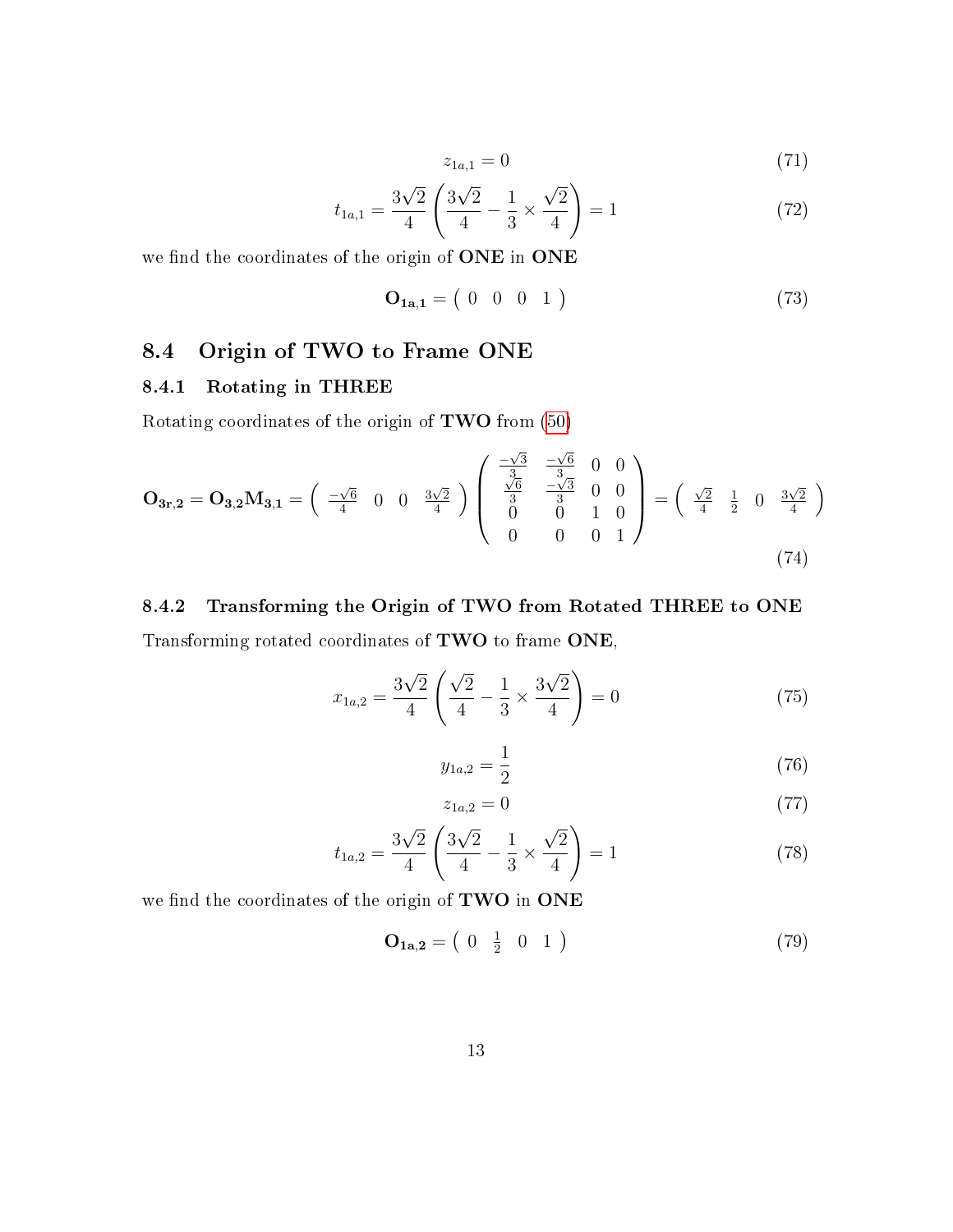$$z_{1a,1} = 0 \tag{71}$$

$$t_{1a,1} = \frac{3\sqrt{2}}{4}\left(\frac{3\sqrt{2}}{4} - \frac{1}{3} \times \frac{\sqrt{2}}{4}\right) = 1 \tag{72}$$

we find the coordinates of the origin of **ONE** in **ONE**

$$\mathbf{O_{1a,1}} = \begin{pmatrix} 0 & 0 & 0 & 1 \end{pmatrix} \tag{73}$$

## 8.4 Origin of TWO to Frame ONE

### 8.4.1 Rotating in THREE

Rotating coordinates of the origin of **TWO** from (50)

$$\mathbf{O_{3r,2}} = \mathbf{O_{3,2}M_{3,1}} = \begin{pmatrix} \frac{-\sqrt{6}}{4} & 0 & 0 & \frac{3\sqrt{2}}{4} \end{pmatrix} \begin{pmatrix} \frac{-\sqrt{3}}{3} & \frac{-\sqrt{6}}{3} & 0 & 0 \\ \frac{\sqrt{6}}{3} & \frac{-\sqrt{3}}{3} & 0 & 0 \\ 0 & 0 & 1 & 0 \\ 0 & 0 & 0 & 1 \end{pmatrix} = \begin{pmatrix} \frac{\sqrt{2}}{4} & \frac{1}{2} & 0 & \frac{3\sqrt{2}}{4} \end{pmatrix} \tag{74}$$

### 8.4.2 Transforming the Origin of TWO from Rotated THREE to ONE

Transforming rotated coordinates of **TWO** to frame **ONE**,

$$x_{1a,2} = \frac{3\sqrt{2}}{4}\left(\frac{\sqrt{2}}{4} - \frac{1}{3} \times \frac{3\sqrt{2}}{4}\right) = 0 \tag{75}$$

$$y_{1a,2} = \frac{1}{2} \tag{76}$$

$$z_{1a,2} = 0 \tag{77}$$

$$t_{1a,2} = \frac{3\sqrt{2}}{4}\left(\frac{3\sqrt{2}}{4} - \frac{1}{3} \times \frac{\sqrt{2}}{4}\right) = 1 \tag{78}$$

we find the coordinates of the origin of **TWO** in **ONE**

$$\mathbf{O_{1a,2}} = \begin{pmatrix} 0 & \frac{1}{2} & 0 & 1 \end{pmatrix} \tag{79}$$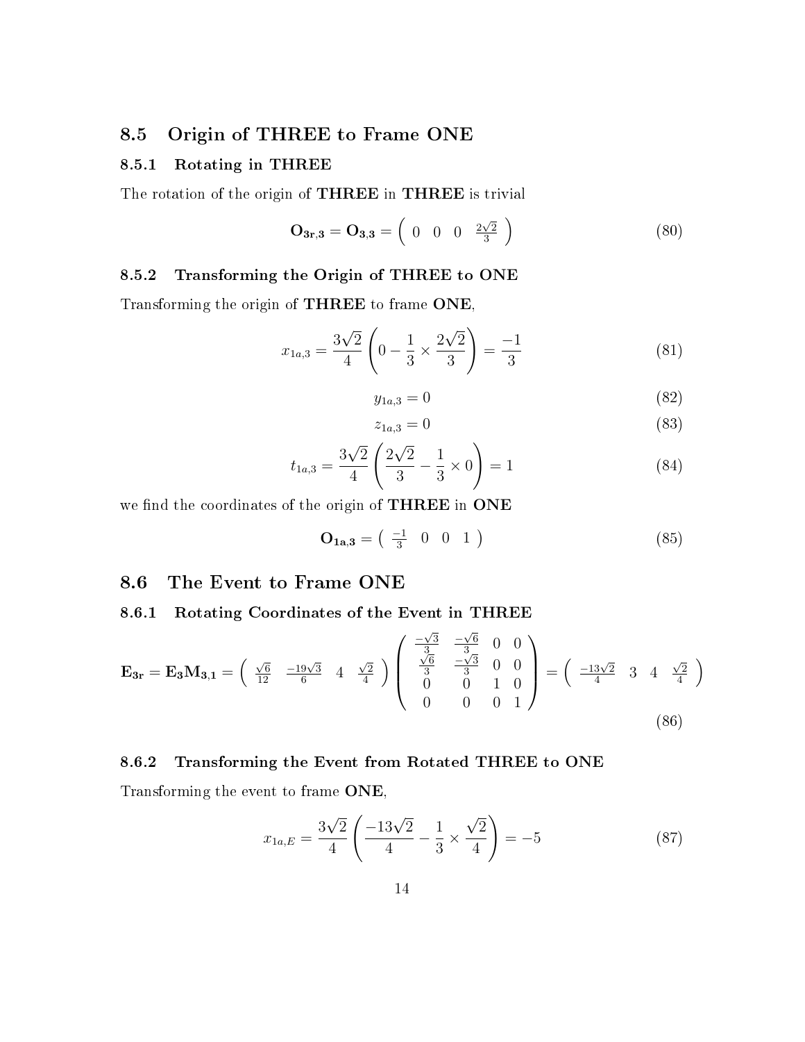## 8.5 Origin of THREE to Frame ONE

### 8.5.1 Rotating in THREE

The rotation of the origin of **THREE** in **THREE** is trivial

$$\mathbf{O_{3r,3}} = \mathbf{O_{3,3}} = \begin{pmatrix} 0 & 0 & 0 & \frac{2\sqrt{2}}{3} \end{pmatrix} \tag{80}$$

### 8.5.2 Transforming the Origin of THREE to ONE

Transforming the origin of **THREE** to frame **ONE**,

$$x_{1a,3} = \frac{3\sqrt{2}}{4}\left(0 - \frac{1}{3} \times \frac{2\sqrt{2}}{3}\right) = \frac{-1}{3} \tag{81}$$

$$y_{1a,3} = 0 \tag{82}$$

$$z_{1a,3} = 0 \tag{83}$$

$$t_{1a,3} = \frac{3\sqrt{2}}{4}\left(\frac{2\sqrt{2}}{3} - \frac{1}{3} \times 0\right) = 1 \tag{84}$$

we find the coordinates of the origin of **THREE** in **ONE**

$$\mathbf{O_{1a,3}} = \begin{pmatrix} \frac{-1}{3} & 0 & 0 & 1 \end{pmatrix} \tag{85}$$

## 8.6 The Event to Frame ONE

### 8.6.1 Rotating Coordinates of the Event in THREE

$$\mathbf{E_{3r}} = \mathbf{E_3 M_{3,1}} = \begin{pmatrix} \frac{\sqrt{6}}{12} & \frac{-19\sqrt{3}}{6} & 4 & \frac{\sqrt{2}}{4} \end{pmatrix} \begin{pmatrix} \frac{-\sqrt{3}}{3} & \frac{-\sqrt{6}}{3} & 0 & 0 \\ \frac{\sqrt{6}}{3} & \frac{-\sqrt{3}}{3} & 0 & 0 \\ 0 & 0 & 1 & 0 \\ 0 & 0 & 0 & 1 \end{pmatrix} = \begin{pmatrix} \frac{-13\sqrt{2}}{4} & 3 & 4 & \frac{\sqrt{2}}{4} \end{pmatrix} \tag{86}$$

### 8.6.2 Transforming the Event from Rotated THREE to ONE

Transforming the event to frame **ONE**,

$$x_{1a,E} = \frac{3\sqrt{2}}{4}\left(\frac{-13\sqrt{2}}{4} - \frac{1}{3} \times \frac{\sqrt{2}}{4}\right) = -5 \tag{87}$$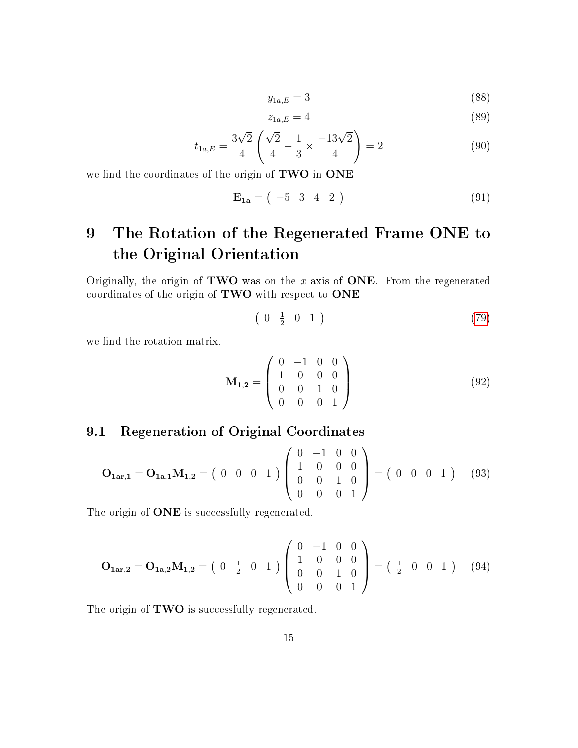$$y_{1a,E} = 3 \tag{88}$$

$$z_{1a,E} = 4 \tag{89}$$

$$t_{1a,E} = \frac{3\sqrt{2}}{4}\left(\frac{\sqrt{2}}{4} - \frac{1}{3} \times \frac{-13\sqrt{2}}{4}\right) = 2 \tag{90}$$

we find the coordinates of the origin of **TWO** in **ONE**

$$\mathbf{E_{1a}} = \begin{pmatrix} -5 & 3 & 4 & 2 \end{pmatrix} \tag{91}$$

# 9 The Rotation of the Regenerated Frame ONE to the Original Orientation

Originally, the origin of **TWO** was on the $x$-axis of **ONE**. From the regenerated coordinates of the origin of **TWO** with respect to **ONE**

$$\begin{pmatrix} 0 & \frac{1}{2} & 0 & 1 \end{pmatrix} \tag{79}$$

we find the rotation matrix.

$$\mathbf{M_{1,2}} = \begin{pmatrix} 0 & -1 & 0 & 0 \\ 1 & 0 & 0 & 0 \\ 0 & 0 & 1 & 0 \\ 0 & 0 & 0 & 1 \end{pmatrix} \tag{92}$$

## 9.1 Regeneration of Original Coordinates

$$\mathbf{O_{1ar,1}} = \mathbf{O_{1a,1}}\mathbf{M_{1,2}} = \begin{pmatrix} 0 & 0 & 0 & 1 \end{pmatrix} \begin{pmatrix} 0 & -1 & 0 & 0 \\ 1 & 0 & 0 & 0 \\ 0 & 0 & 1 & 0 \\ 0 & 0 & 0 & 1 \end{pmatrix} = \begin{pmatrix} 0 & 0 & 0 & 1 \end{pmatrix} \tag{93}$$

The origin of **ONE** is successfully regenerated.

$$\mathbf{O_{1ar,2}} = \mathbf{O_{1a,2}}\mathbf{M_{1,2}} = \begin{pmatrix} 0 & \frac{1}{2} & 0 & 1 \end{pmatrix} \begin{pmatrix} 0 & -1 & 0 & 0 \\ 1 & 0 & 0 & 0 \\ 0 & 0 & 1 & 0 \\ 0 & 0 & 0 & 1 \end{pmatrix} = \begin{pmatrix} \frac{1}{2} & 0 & 0 & 1 \end{pmatrix} \tag{94}$$

The origin of **TWO** is successfully regenerated.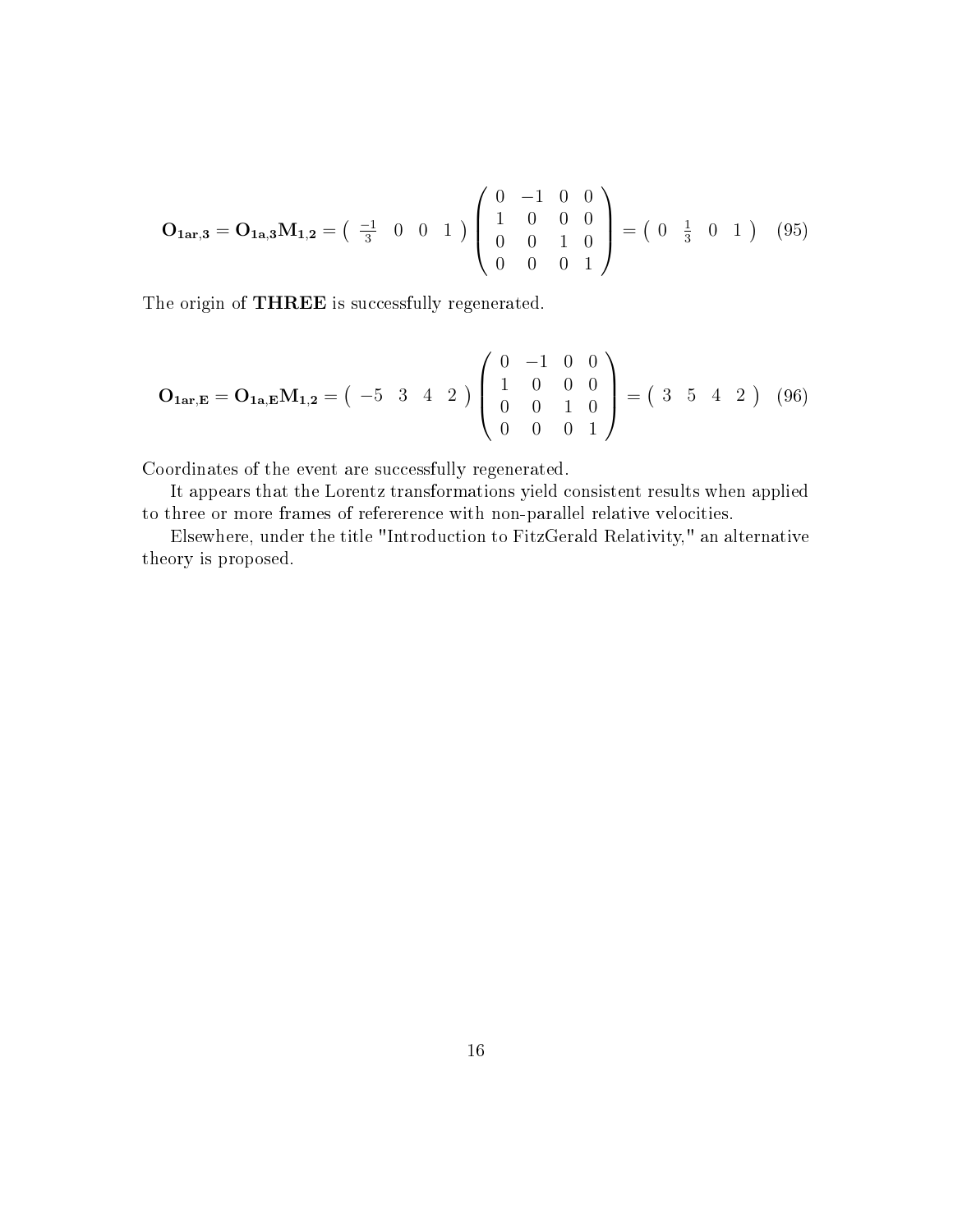$$\mathbf{O_{1ar,3}} = \mathbf{O_{1a,3}} \mathbf{M_{1,2}} = \begin{pmatrix} \frac{-1}{3} & 0 & 0 & 1 \end{pmatrix} \begin{pmatrix} 0 & -1 & 0 & 0 \\ 1 & 0 & 0 & 0 \\ 0 & 0 & 1 & 0 \\ 0 & 0 & 0 & 1 \end{pmatrix} = \begin{pmatrix} 0 & \frac{1}{3} & 0 & 1 \end{pmatrix} \quad (95)$$

The origin of **THREE** is successfully regenerated.

$$\mathbf{O_{1ar,E}} = \mathbf{O_{1a,E}} \mathbf{M_{1,2}} = \begin{pmatrix} -5 & 3 & 4 & 2 \end{pmatrix} \begin{pmatrix} 0 & -1 & 0 & 0 \\ 1 & 0 & 0 & 0 \\ 0 & 0 & 1 & 0 \\ 0 & 0 & 0 & 1 \end{pmatrix} = \begin{pmatrix} 3 & 5 & 4 & 2 \end{pmatrix} \quad (96)$$

Coordinates of the event are successfully regenerated.

It appears that the Lorentz transformations yield consistent results when applied to three or more frames of refererence with non-parallel relative velocities.

Elsewhere, under the title "Introduction to FitzGerald Relativity," an alternative theory is proposed.